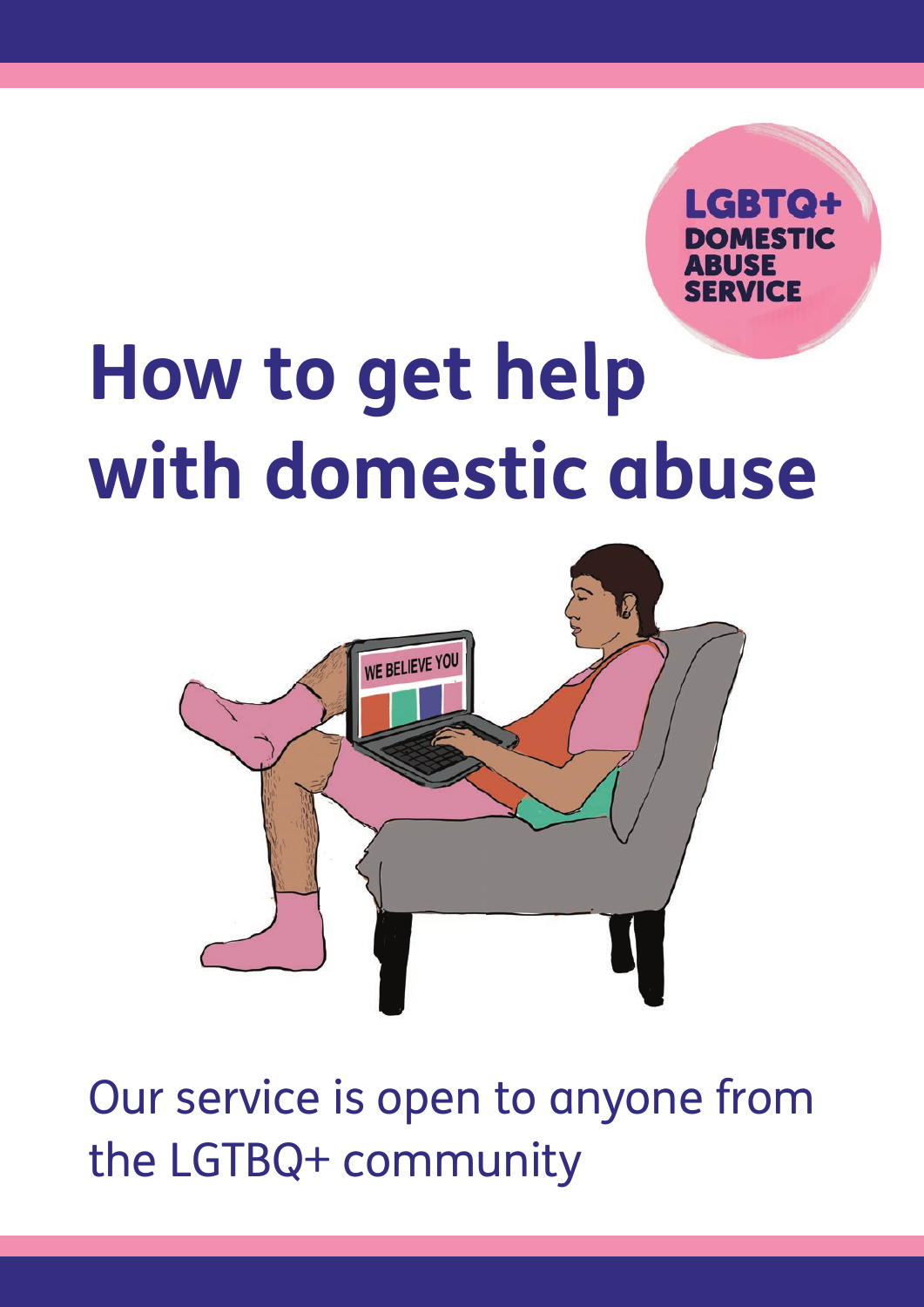LGBTQ+ DOMESTIC ABUSE SERVICE

# How to get help with domestic abuse

Our service is open to anyone from the LGTBQ+ community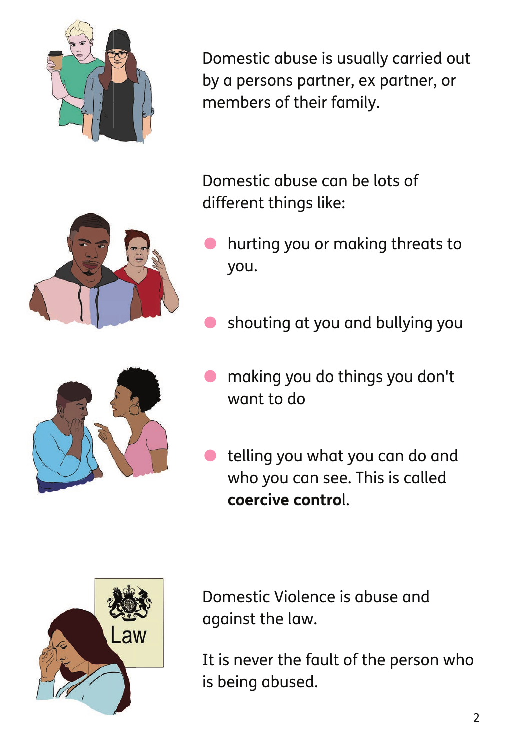Domestic abuse is usually carried out by a persons partner, ex partner, or members of their family.

Domestic abuse can be lots of different things like:

- hurting you or making threats to you.
- shouting at you and bullying you
- making you do things you don't want to do
- telling you what you can do and who you can see. This is called **coercive control**.

Domestic Violence is abuse and against the law.

It is never the fault of the person who is being abused.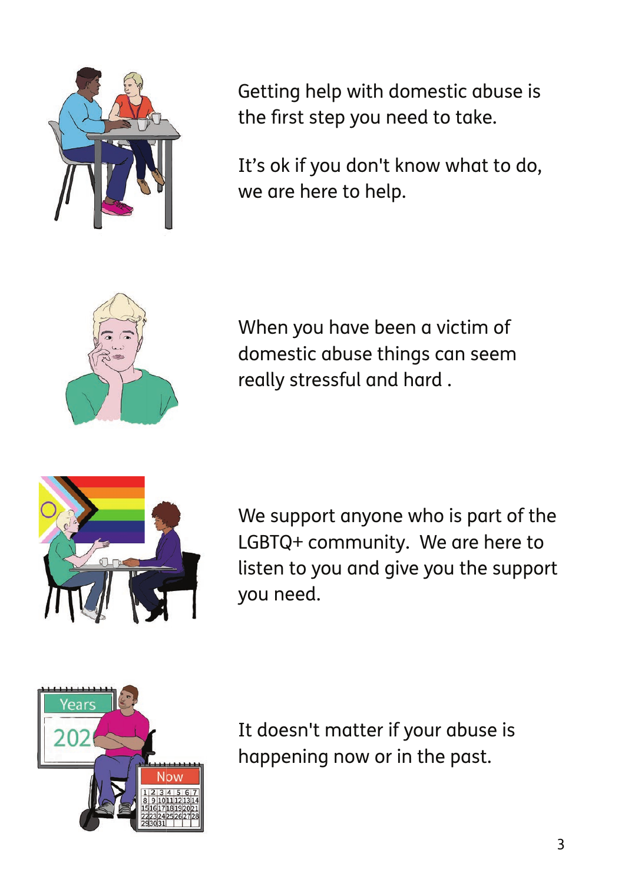Getting help with domestic abuse is the first step you need to take.

It's ok if you don't know what to do, we are here to help.

When you have been a victim of domestic abuse things can seem really stressful and hard .

We support anyone who is part of the LGBTQ+ community. We are here to listen to you and give you the support you need.

It doesn't matter if your abuse is happening now or in the past.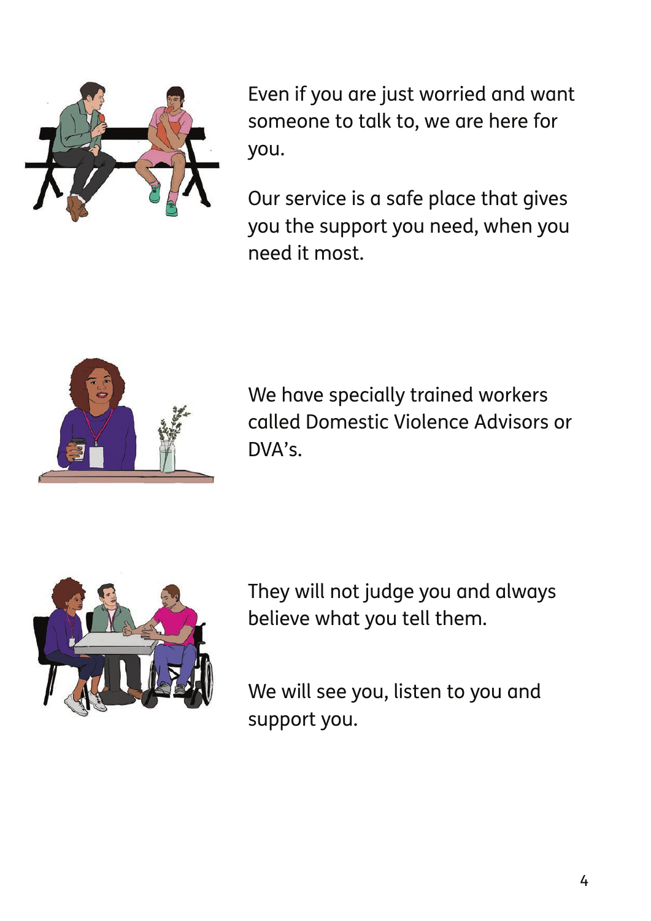Even if you are just worried and want someone to talk to, we are here for you.

Our service is a safe place that gives you the support you need, when you need it most.

We have specially trained workers called Domestic Violence Advisors or DVA's.

They will not judge you and always believe what you tell them.

We will see you, listen to you and support you.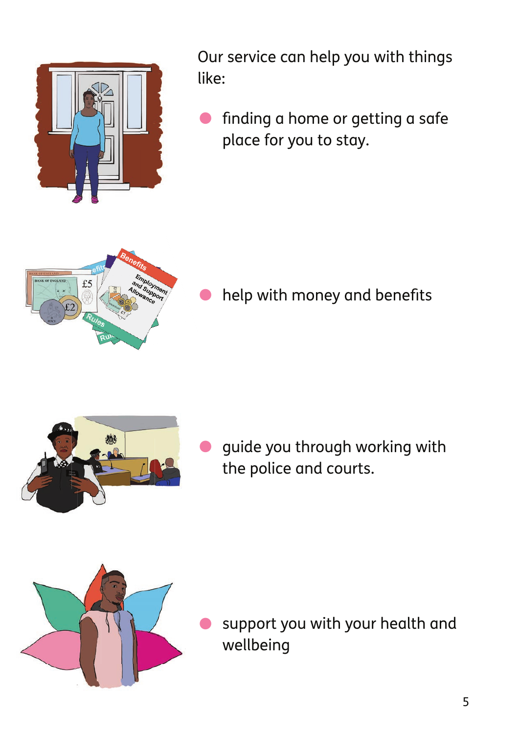Our service can help you with things like:

- finding a home or getting a safe place for you to stay.
- help with money and benefits
- guide you through working with the police and courts.
- support you with your health and wellbeing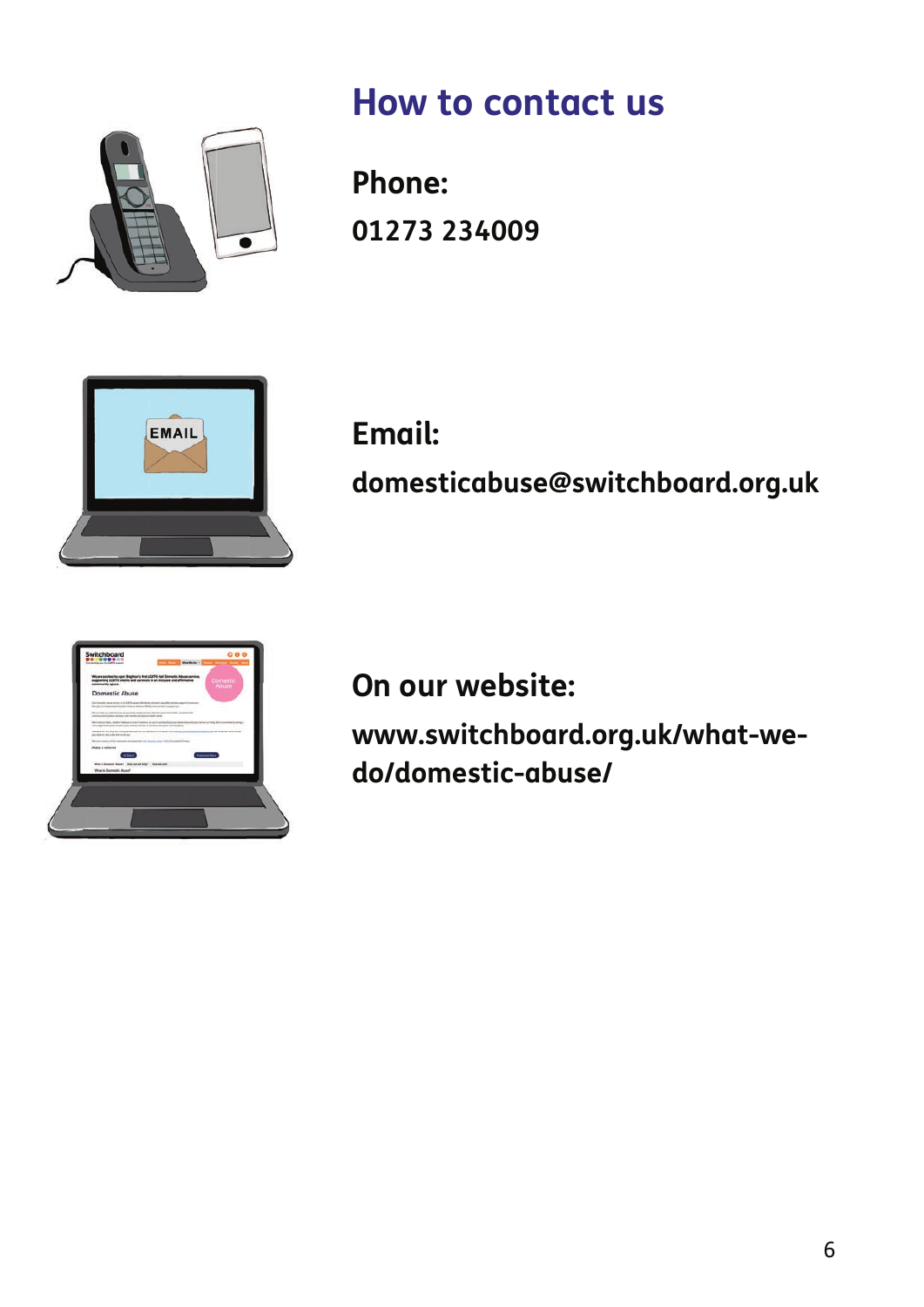## How to contact us

**Phone:**

**01273 234009**

**Email:**

**domesticabuse@switchboard.org.uk**

**On our website:**

**www.switchboard.org.uk/what-we-do/domestic-abuse/**